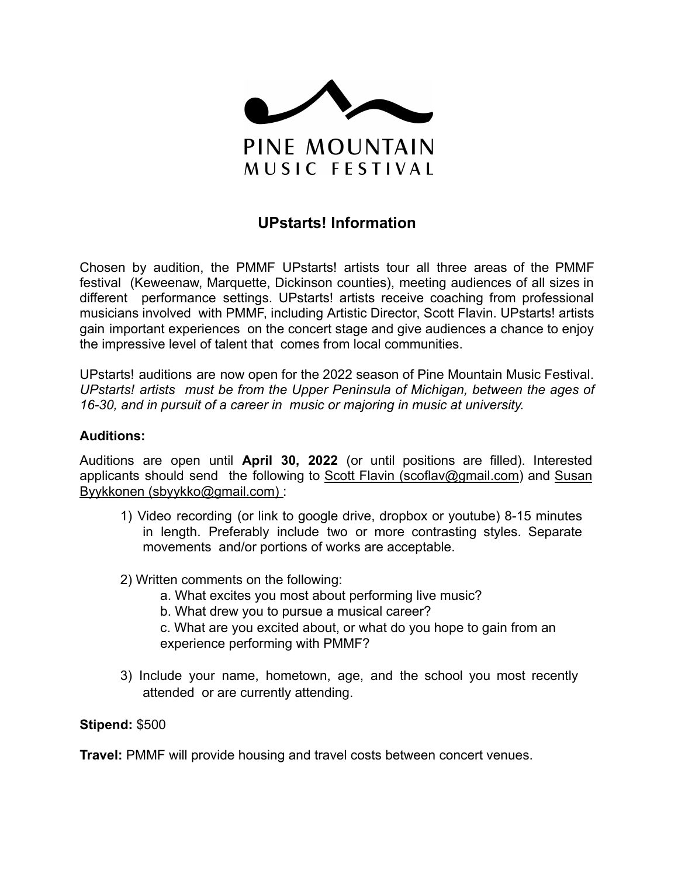PINE MOUNTAIN
MUSIC FESTIVAL

## UPstarts! Information

Chosen by audition, the PMMF UPstarts! artists tour all three areas of the PMMF festival (Keweenaw, Marquette, Dickinson counties), meeting audiences of all sizes in different performance settings. UPstarts! artists receive coaching from professional musicians involved with PMMF, including Artistic Director, Scott Flavin. UPstarts! artists gain important experiences on the concert stage and give audiences a chance to enjoy the impressive level of talent that comes from local communities.

UPstarts! auditions are now open for the 2022 season of Pine Mountain Music Festival. *UPstarts! artists must be from the Upper Peninsula of Michigan, between the ages of 16-30, and in pursuit of a career in music or majoring in music at university.*

**Auditions:**

Auditions are open until **April 30, 2022** (or until positions are filled). Interested applicants should send the following to Scott Flavin (scoflav@gmail.com) and Susan Byykkonen (sbyykko@gmail.com) :

1) Video recording (or link to google drive, dropbox or youtube) 8-15 minutes in length. Preferably include two or more contrasting styles. Separate movements and/or portions of works are acceptable.

2) Written comments on the following:
   a. What excites you most about performing live music?
   b. What drew you to pursue a musical career?
   c. What are you excited about, or what do you hope to gain from an experience performing with PMMF?

3) Include your name, hometown, age, and the school you most recently attended or are currently attending.

**Stipend:** $500

**Travel:** PMMF will provide housing and travel costs between concert venues.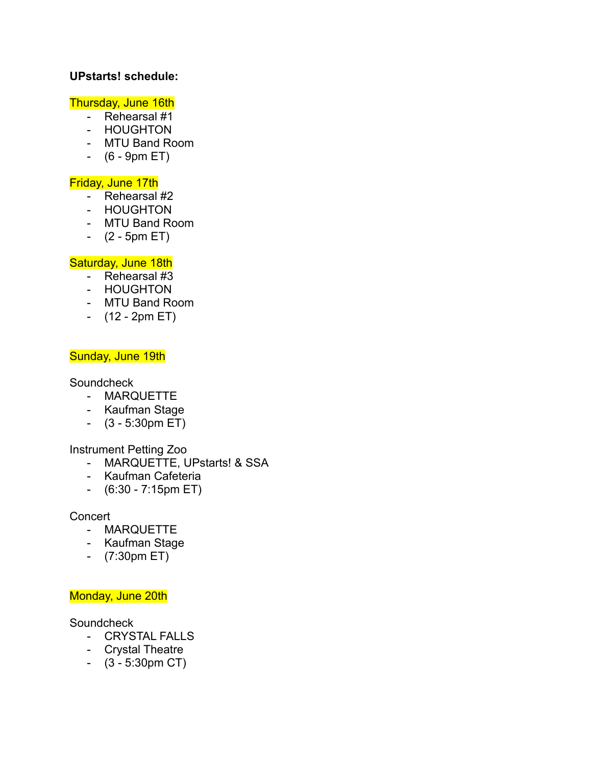**UPstarts! schedule:**

Thursday, June 16th

- Rehearsal #1
- HOUGHTON
- MTU Band Room
- (6 - 9pm ET)

Friday, June 17th

- Rehearsal #2
- HOUGHTON
- MTU Band Room
- (2 - 5pm ET)

Saturday, June 18th

- Rehearsal #3
- HOUGHTON
- MTU Band Room
- (12 - 2pm ET)

Sunday, June 19th

Soundcheck

- MARQUETTE
- Kaufman Stage
- (3 - 5:30pm ET)

Instrument Petting Zoo

- MARQUETTE, UPstarts! & SSA
- Kaufman Cafeteria
- (6:30 - 7:15pm ET)

Concert

- MARQUETTE
- Kaufman Stage
- (7:30pm ET)

Monday, June 20th

Soundcheck

- CRYSTAL FALLS
- Crystal Theatre
- (3 - 5:30pm CT)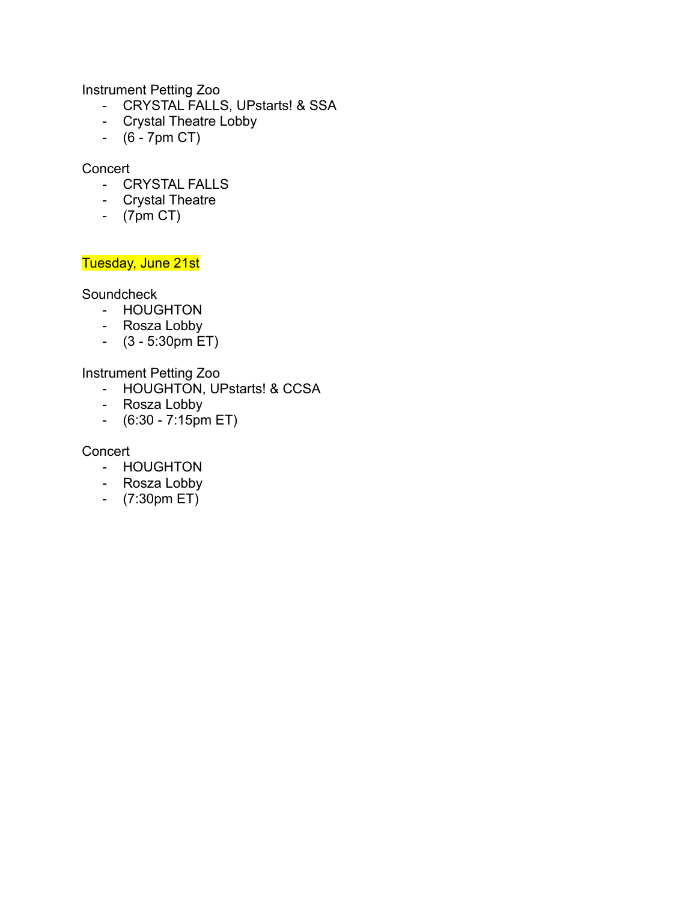Instrument Petting Zoo

- CRYSTAL FALLS, UPstarts! & SSA
- Crystal Theatre Lobby
- (6 - 7pm CT)

Concert

- CRYSTAL FALLS
- Crystal Theatre
- (7pm CT)

Tuesday, June 21st

Soundcheck

- HOUGHTON
- Rosza Lobby
- (3 - 5:30pm ET)

Instrument Petting Zoo

- HOUGHTON, UPstarts! & CCSA
- Rosza Lobby
- (6:30 - 7:15pm ET)

Concert

- HOUGHTON
- Rosza Lobby
- (7:30pm ET)